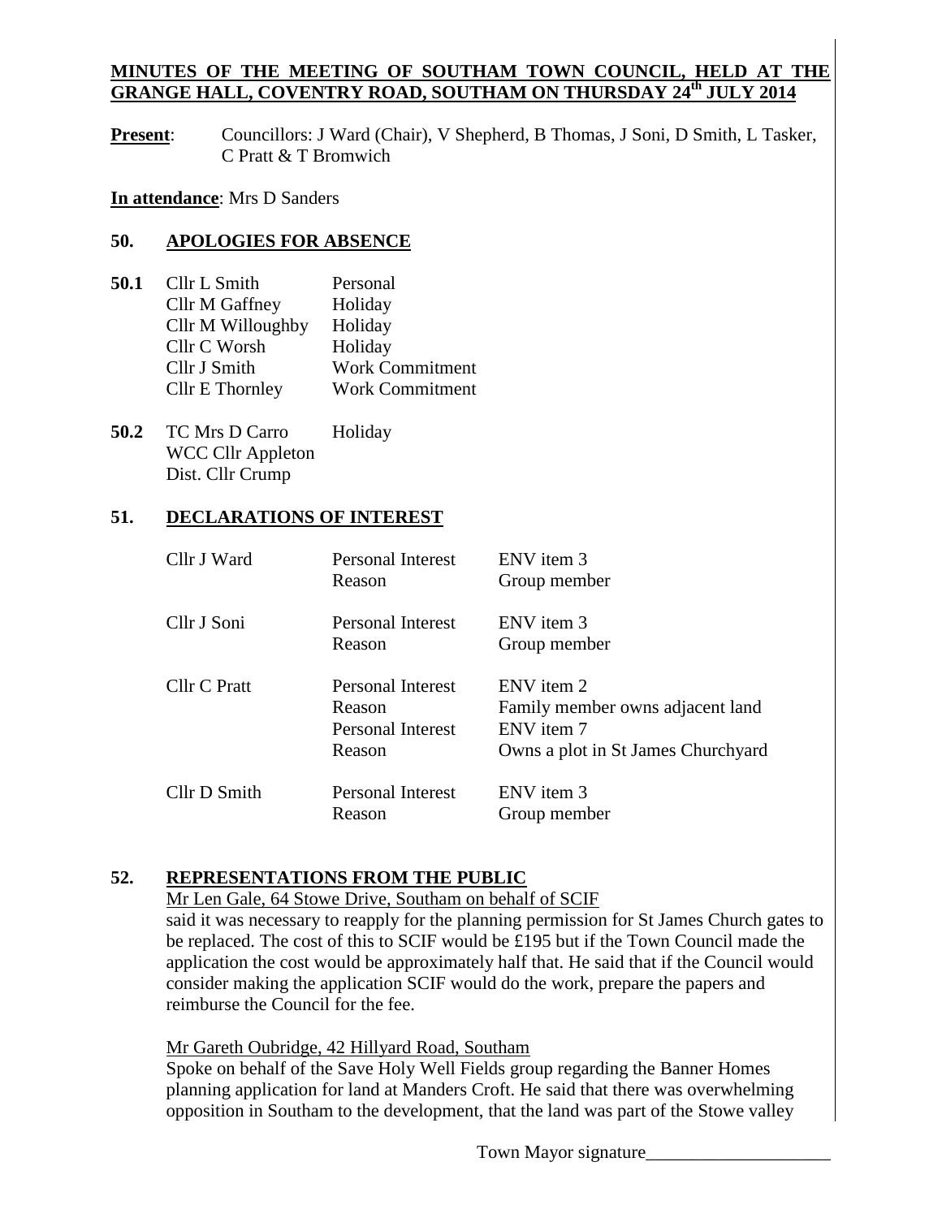**MINUTES OF THE MEETING OF SOUTHAM TOWN COUNCIL, HELD AT THE GRANGE HALL, COVENTRY ROAD, SOUTHAM ON THURSDAY 24th JULY 2014**

**Present**: Councillors: J Ward (Chair), V Shepherd, B Thomas, J Soni, D Smith, L Tasker, C Pratt & T Bromwich

**In attendance**: Mrs D Sanders

## 50. APOLOGIES FOR ABSENCE

**50.1**

| | |
|---|---|
| Cllr L Smith | Personal |
| Cllr M Gaffney | Holiday |
| Cllr M Willoughby | Holiday |
| Cllr C Worsh | Holiday |
| Cllr J Smith | Work Commitment |
| Cllr E Thornley | Work Commitment |

**50.2**

| | |
|---|---|
| TC Mrs D Carro | Holiday |
| WCC Cllr Appleton | |
| Dist. Cllr Crump | |

## 51. DECLARATIONS OF INTEREST

| | | |
|---|---|---|
| Cllr J Ward | Personal Interest | ENV item 3 |
| | Reason | Group member |
| Cllr J Soni | Personal Interest | ENV item 3 |
| | Reason | Group member |
| Cllr C Pratt | Personal Interest | ENV item 2 |
| | Reason | Family member owns adjacent land |
| | Personal Interest | ENV item 7 |
| | Reason | Owns a plot in St James Churchyard |
| Cllr D Smith | Personal Interest | ENV item 3 |
| | Reason | Group member |

## 52. REPRESENTATIONS FROM THE PUBLIC

Mr Len Gale, 64 Stowe Drive, Southam on behalf of SCIF

said it was necessary to reapply for the planning permission for St James Church gates to be replaced. The cost of this to SCIF would be £195 but if the Town Council made the application the cost would be approximately half that. He said that if the Council would consider making the application SCIF would do the work, prepare the papers and reimburse the Council for the fee.

Mr Gareth Oubridge, 42 Hillyard Road, Southam

Spoke on behalf of the Save Holy Well Fields group regarding the Banner Homes planning application for land at Manders Croft. He said that there was overwhelming opposition in Southam to the development, that the land was part of the Stowe valley

Town Mayor signature____________________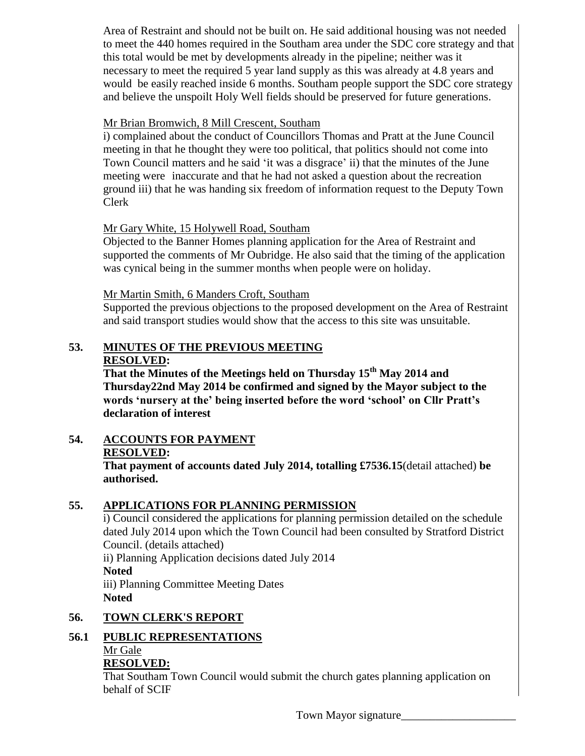Area of Restraint and should not be built on. He said additional housing was not needed to meet the 440 homes required in the Southam area under the SDC core strategy and that this total would be met by developments already in the pipeline; neither was it necessary to meet the required 5 year land supply as this was already at 4.8 years and would be easily reached inside 6 months. Southam people support the SDC core strategy and believe the unspoilt Holy Well fields should be preserved for future generations.

Mr Brian Bromwich, 8 Mill Crescent, Southam

i) complained about the conduct of Councillors Thomas and Pratt at the June Council meeting in that he thought they were too political, that politics should not come into Town Council matters and he said 'it was a disgrace' ii) that the minutes of the June meeting were inaccurate and that he had not asked a question about the recreation ground iii) that he was handing six freedom of information request to the Deputy Town Clerk

Mr Gary White, 15 Holywell Road, Southam

Objected to the Banner Homes planning application for the Area of Restraint and supported the comments of Mr Oubridge. He also said that the timing of the application was cynical being in the summer months when people were on holiday.

Mr Martin Smith, 6 Manders Croft, Southam

Supported the previous objections to the proposed development on the Area of Restraint and said transport studies would show that the access to this site was unsuitable.

## 53. MINUTES OF THE PREVIOUS MEETING

**RESOLVED:**

**That the Minutes of the Meetings held on Thursday 15th May 2014 and Thursday22nd May 2014 be confirmed and signed by the Mayor subject to the words 'nursery at the' being inserted before the word 'school' on Cllr Pratt's declaration of interest**

## 54. ACCOUNTS FOR PAYMENT

**RESOLVED:**

**That payment of accounts dated July 2014, totalling £7536.15**(detail attached) **be authorised.**

## 55. APPLICATIONS FOR PLANNING PERMISSION

i) Council considered the applications for planning permission detailed on the schedule dated July 2014 upon which the Town Council had been consulted by Stratford District Council. (details attached)

ii) Planning Application decisions dated July 2014

**Noted**

iii) Planning Committee Meeting Dates

**Noted**

## 56. TOWN CLERK'S REPORT

### 56.1 PUBLIC REPRESENTATIONS

Mr Gale

**RESOLVED:**

That Southam Town Council would submit the church gates planning application on behalf of SCIF

Town Mayor signature____________________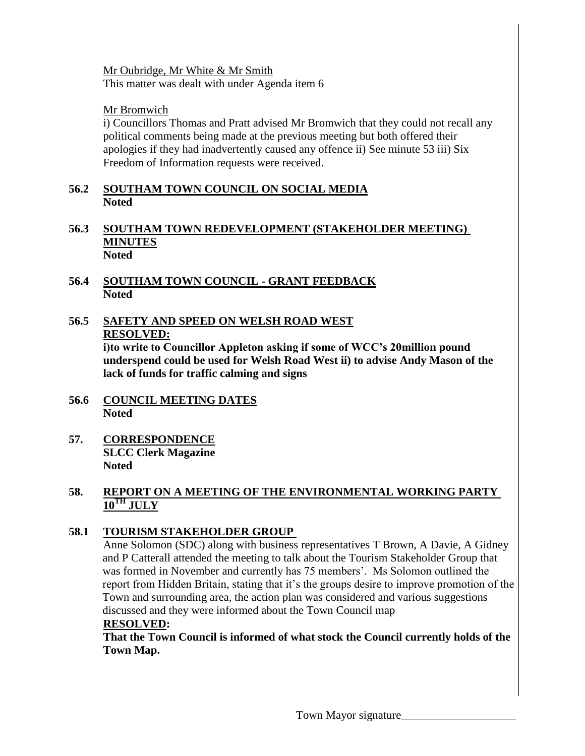Mr Oubridge, Mr White & Mr Smith
This matter was dealt with under Agenda item 6

Mr Bromwich
i) Councillors Thomas and Pratt advised Mr Bromwich that they could not recall any political comments being made at the previous meeting but both offered their apologies if they had inadvertently caused any offence ii) See minute 53 iii) Six Freedom of Information requests were received.

**56.2 SOUTHAM TOWN COUNCIL ON SOCIAL MEDIA**
**Noted**

**56.3 SOUTHAM TOWN REDEVELOPMENT (STAKEHOLDER MEETING) MINUTES**
**Noted**

**56.4 SOUTHAM TOWN COUNCIL - GRANT FEEDBACK**
**Noted**

**56.5 SAFETY AND SPEED ON WELSH ROAD WEST**
**RESOLVED:**
**i)to write to Councillor Appleton asking if some of WCC's 20million pound underspend could be used for Welsh Road West ii) to advise Andy Mason of the lack of funds for traffic calming and signs**

**56.6 COUNCIL MEETING DATES**
**Noted**

**57. CORRESPONDENCE**
**SLCC Clerk Magazine**
**Noted**

**58. REPORT ON A MEETING OF THE ENVIRONMENTAL WORKING PARTY 10TH JULY**

**58.1 TOURISM STAKEHOLDER GROUP**

Anne Solomon (SDC) along with business representatives T Brown, A Davie, A Gidney and P Catterall attended the meeting to talk about the Tourism Stakeholder Group that was formed in November and currently has 75 members'. Ms Solomon outlined the report from Hidden Britain, stating that it's the groups desire to improve promotion of the Town and surrounding area, the action plan was considered and various suggestions discussed and they were informed about the Town Council map

**RESOLVED:**
**That the Town Council is informed of what stock the Council currently holds of the Town Map.**

Town Mayor signature____________________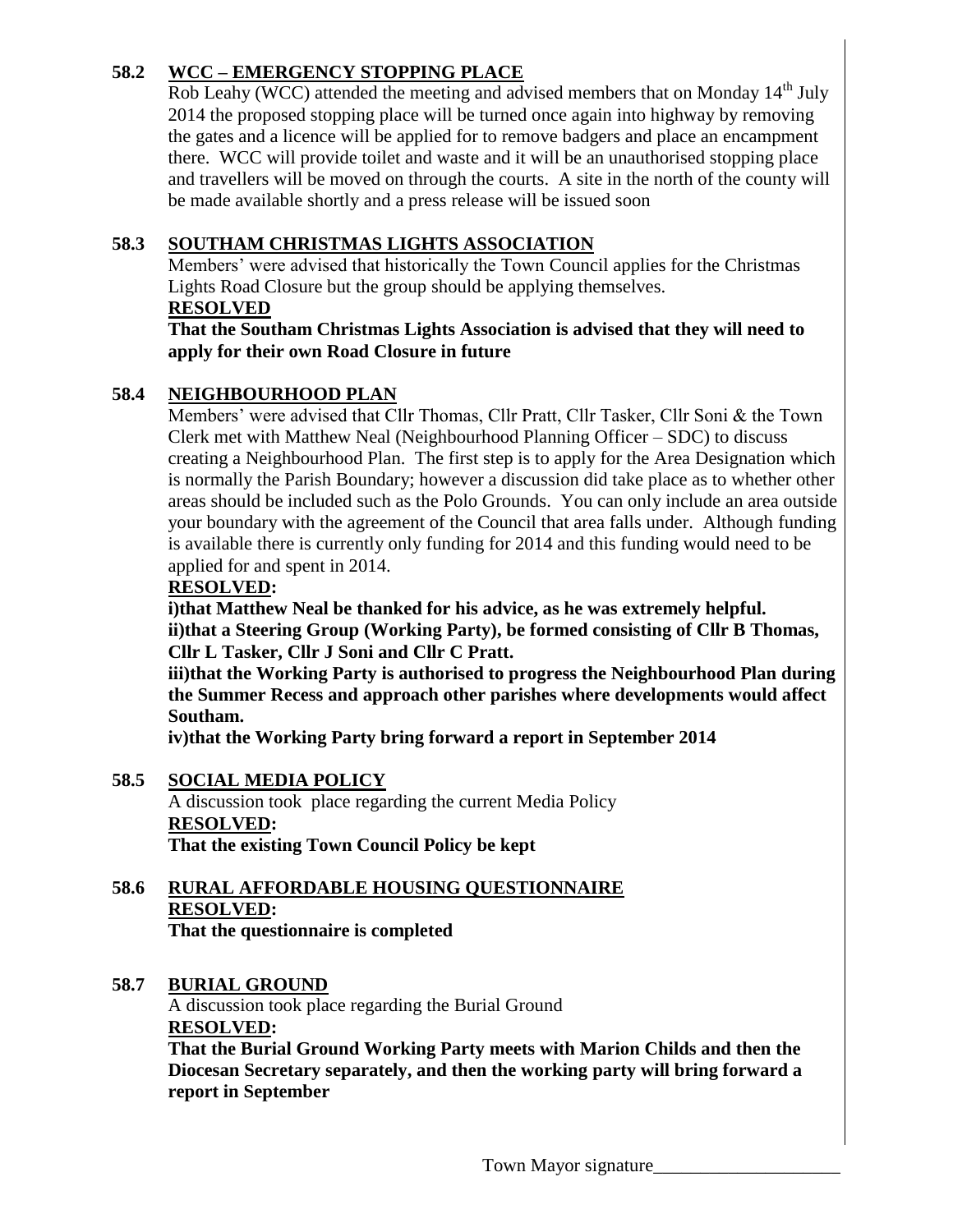## 58.2 WCC – EMERGENCY STOPPING PLACE

Rob Leahy (WCC) attended the meeting and advised members that on Monday 14th July 2014 the proposed stopping place will be turned once again into highway by removing the gates and a licence will be applied for to remove badgers and place an encampment there. WCC will provide toilet and waste and it will be an unauthorised stopping place and travellers will be moved on through the courts. A site in the north of the county will be made available shortly and a press release will be issued soon

## 58.3 SOUTHAM CHRISTMAS LIGHTS ASSOCIATION

Members' were advised that historically the Town Council applies for the Christmas Lights Road Closure but the group should be applying themselves.

**RESOLVED**

**That the Southam Christmas Lights Association is advised that they will need to apply for their own Road Closure in future**

## 58.4 NEIGHBOURHOOD PLAN

Members' were advised that Cllr Thomas, Cllr Pratt, Cllr Tasker, Cllr Soni & the Town Clerk met with Matthew Neal (Neighbourhood Planning Officer – SDC) to discuss creating a Neighbourhood Plan. The first step is to apply for the Area Designation which is normally the Parish Boundary; however a discussion did take place as to whether other areas should be included such as the Polo Grounds. You can only include an area outside your boundary with the agreement of the Council that area falls under. Although funding is available there is currently only funding for 2014 and this funding would need to be applied for and spent in 2014.

**RESOLVED:**

**i)that Matthew Neal be thanked for his advice, as he was extremely helpful.**
**ii)that a Steering Group (Working Party), be formed consisting of Cllr B Thomas, Cllr L Tasker, Cllr J Soni and Cllr C Pratt.**
**iii)that the Working Party is authorised to progress the Neighbourhood Plan during the Summer Recess and approach other parishes where developments would affect Southam.**
**iv)that the Working Party bring forward a report in September 2014**

## 58.5 SOCIAL MEDIA POLICY

A discussion took place regarding the current Media Policy

**RESOLVED:**

**That the existing Town Council Policy be kept**

## 58.6 RURAL AFFORDABLE HOUSING QUESTIONNAIRE

**RESOLVED:**

**That the questionnaire is completed**

## 58.7 BURIAL GROUND

A discussion took place regarding the Burial Ground

**RESOLVED:**

**That the Burial Ground Working Party meets with Marion Childs and then the Diocesan Secretary separately, and then the working party will bring forward a report in September**

Town Mayor signature____________________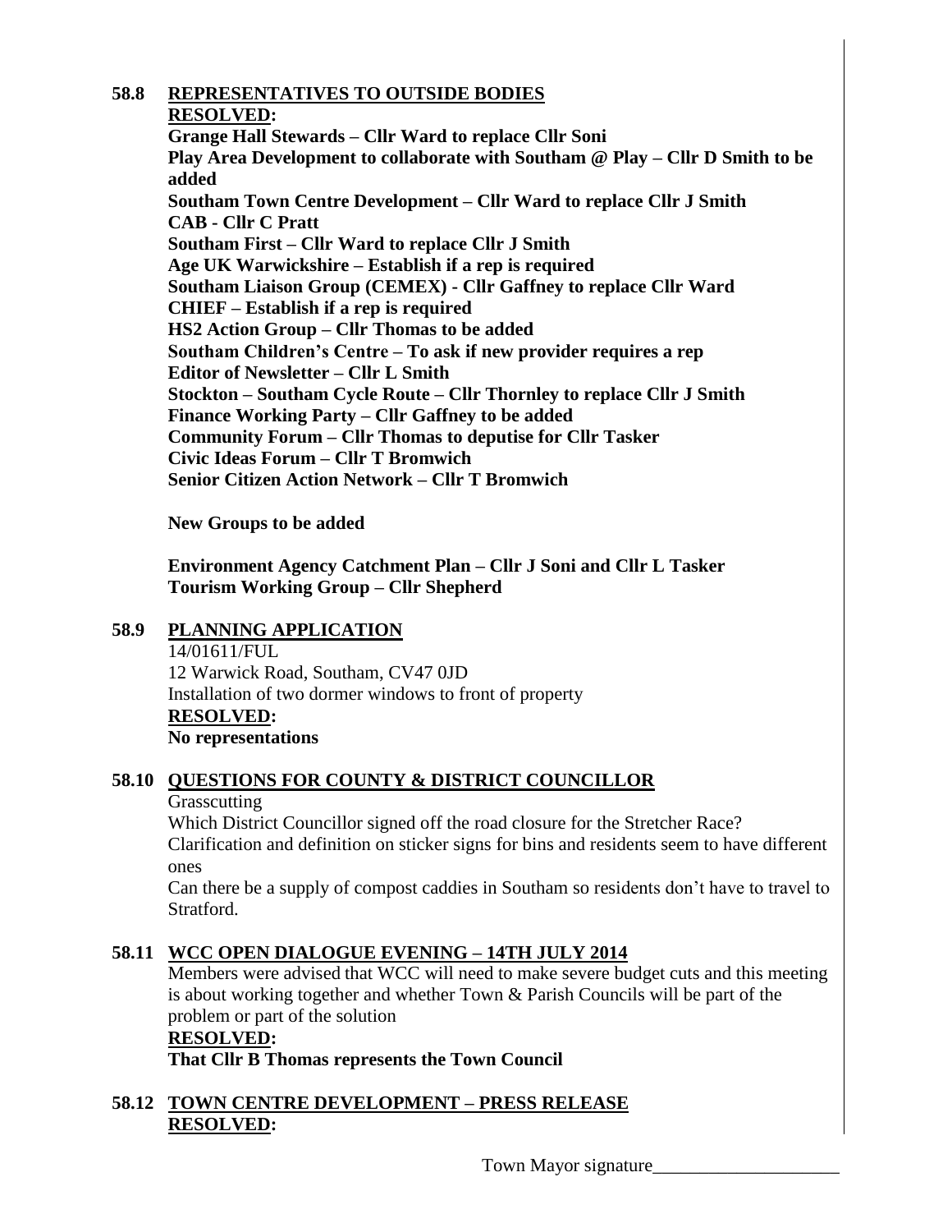## 58.8 REPRESENTATIVES TO OUTSIDE BODIES

**RESOLVED:**

**Grange Hall Stewards – Cllr Ward to replace Cllr Soni**
**Play Area Development to collaborate with Southam @ Play – Cllr D Smith to be added**
**Southam Town Centre Development – Cllr Ward to replace Cllr J Smith**
**CAB - Cllr C Pratt**
**Southam First – Cllr Ward to replace Cllr J Smith**
**Age UK Warwickshire – Establish if a rep is required**
**Southam Liaison Group (CEMEX) - Cllr Gaffney to replace Cllr Ward**
**CHIEF – Establish if a rep is required**
**HS2 Action Group – Cllr Thomas to be added**
**Southam Children's Centre – To ask if new provider requires a rep**
**Editor of Newsletter – Cllr L Smith**
**Stockton – Southam Cycle Route – Cllr Thornley to replace Cllr J Smith**
**Finance Working Party – Cllr Gaffney to be added**
**Community Forum – Cllr Thomas to deputise for Cllr Tasker**
**Civic Ideas Forum – Cllr T Bromwich**
**Senior Citizen Action Network – Cllr T Bromwich**

**New Groups to be added**

**Environment Agency Catchment Plan – Cllr J Soni and Cllr L Tasker**
**Tourism Working Group – Cllr Shepherd**

## 58.9 PLANNING APPLICATION

14/01611/FUL
12 Warwick Road, Southam, CV47 0JD
Installation of two dormer windows to front of property

**RESOLVED:**
**No representations**

## 58.10 QUESTIONS FOR COUNTY & DISTRICT COUNCILLOR

Grasscutting
Which District Councillor signed off the road closure for the Stretcher Race?
Clarification and definition on sticker signs for bins and residents seem to have different ones
Can there be a supply of compost caddies in Southam so residents don't have to travel to Stratford.

## 58.11 WCC OPEN DIALOGUE EVENING – 14TH JULY 2014

Members were advised that WCC will need to make severe budget cuts and this meeting is about working together and whether Town & Parish Councils will be part of the problem or part of the solution

**RESOLVED:**
**That Cllr B Thomas represents the Town Council**

## 58.12 TOWN CENTRE DEVELOPMENT – PRESS RELEASE

**RESOLVED:**

Town Mayor signature____________________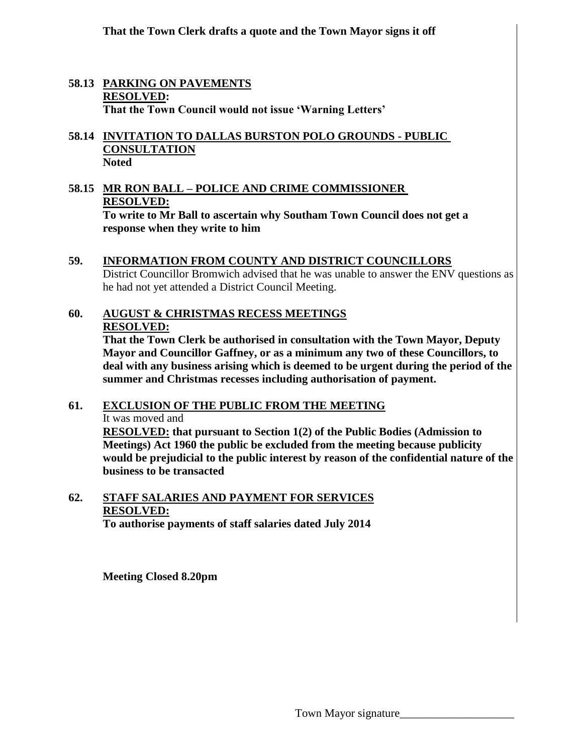**That the Town Clerk drafts a quote and the Town Mayor signs it off**

**58.13 PARKING ON PAVEMENTS**
**RESOLVED:**
**That the Town Council would not issue 'Warning Letters'**

**58.14 INVITATION TO DALLAS BURSTON POLO GROUNDS - PUBLIC CONSULTATION**
**Noted**

**58.15 MR RON BALL – POLICE AND CRIME COMMISSIONER**
**RESOLVED:**
**To write to Mr Ball to ascertain why Southam Town Council does not get a response when they write to him**

**59. INFORMATION FROM COUNTY AND DISTRICT COUNCILLORS**
District Councillor Bromwich advised that he was unable to answer the ENV questions as he had not yet attended a District Council Meeting.

**60. AUGUST & CHRISTMAS RECESS MEETINGS**
**RESOLVED:**
**That the Town Clerk be authorised in consultation with the Town Mayor, Deputy Mayor and Councillor Gaffney, or as a minimum any two of these Councillors, to deal with any business arising which is deemed to be urgent during the period of the summer and Christmas recesses including authorisation of payment.**

**61. EXCLUSION OF THE PUBLIC FROM THE MEETING**
It was moved and
**RESOLVED: that pursuant to Section 1(2) of the Public Bodies (Admission to Meetings) Act 1960 the public be excluded from the meeting because publicity would be prejudicial to the public interest by reason of the confidential nature of the business to be transacted**

**62. STAFF SALARIES AND PAYMENT FOR SERVICES**
**RESOLVED:**
**To authorise payments of staff salaries dated July 2014**

**Meeting Closed 8.20pm**

Town Mayor signature____________________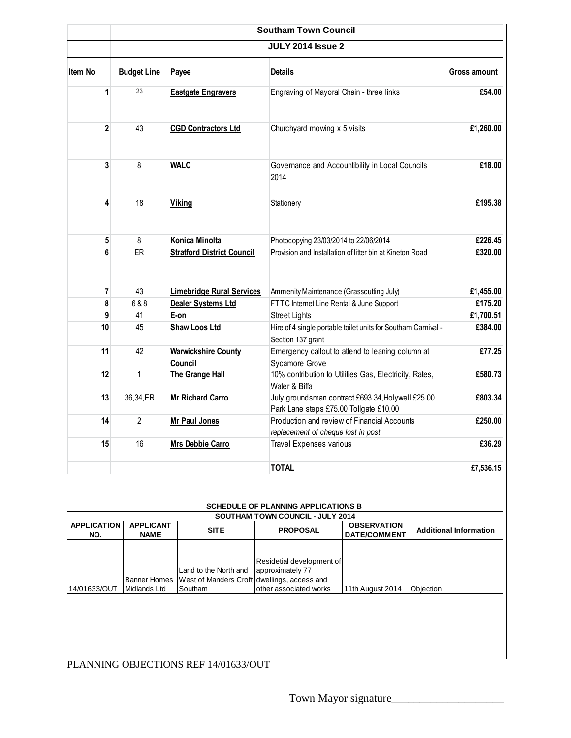| | Southam Town Council | | | |
|---|---|---|---|---|
| | **JULY 2014 Issue 2** | | | |
| **Item No** | **Budget Line** | **Payee** | **Details** | **Gross amount** |
| 1 | 23 | **Eastgate Engravers** | Engraving of Mayoral Chain - three links | **£54.00** |
| 2 | 43 | **CGD Contractors Ltd** | Churchyard mowing x 5 visits | **£1,260.00** |
| 3 | 8 | **WALC** | Governance and Accountibility in Local Councils 2014 | **£18.00** |
| 4 | 18 | **Viking** | Stationery | **£195.38** |
| 5 | 8 | **Konica Minolta** | Photocopying 23/03/2014 to 22/06/2014 | **£226.45** |
| 6 | ER | **Stratford District Council** | Provision and Installation of litter bin at Kineton Road | **£320.00** |
| 7 | 43 | **Limebridge Rural Services** | Ammenity Maintenance (Grasscutting July) | **£1,455.00** |
| 8 | 6 & 8 | **Dealer Systems Ltd** | FTTC Internet Line Rental & June Support | **£175.20** |
| 9 | 41 | **E-on** | Street Lights | **£1,700.51** |
| 10 | 45 | **Shaw Loos Ltd** | Hire of 4 single portable toilet units for Southam Carnival - Section 137 grant | **£384.00** |
| 11 | 42 | **Warwickshire County Council** | Emergency callout to attend to leaning column at Sycamore Grove | **£77.25** |
| 12 | 1 | **The Grange Hall** | 10% contribution to Utilities Gas, Electricity, Rates, Water & Biffa | **£580.73** |
| 13 | 36,34,ER | **Mr Richard Carro** | July groundsman contract £693.34,Holywell £25.00 Park Lane steps £75.00 Tollgate £10.00 | **£803.34** |
| 14 | 2 | **Mr Paul Jones** | Production and review of Financial Accounts *replacement of cheque lost in post* | **£250.00** |
| 15 | 16 | **Mrs Debbie Carro** | Travel Expenses various | **£36.29** |
| | | | | |
| | | | **TOTAL** | **£7,536.15** |

| SCHEDULE OF PLANNING APPLICATIONS B | | | | | |
|---|---|---|---|---|---|
| SOUTHAM TOWN COUNCIL - JULY 2014 | | | | | |
| **APPLICATION NO.** | **APPLICANT NAME** | **SITE** | **PROPOSAL** | **OBSERVATION DATE/COMMENT** | **Additional Information** |
| 14/01633/OUT | Banner Homes Midlands Ltd | Land to the North and West of Manders Croft Southam | Residetial development of approximately 77 dwellings, access and other associated works | 11th August 2014 | Objection |

PLANNING OBJECTIONS REF 14/01633/OUT

Town Mayor signature____________________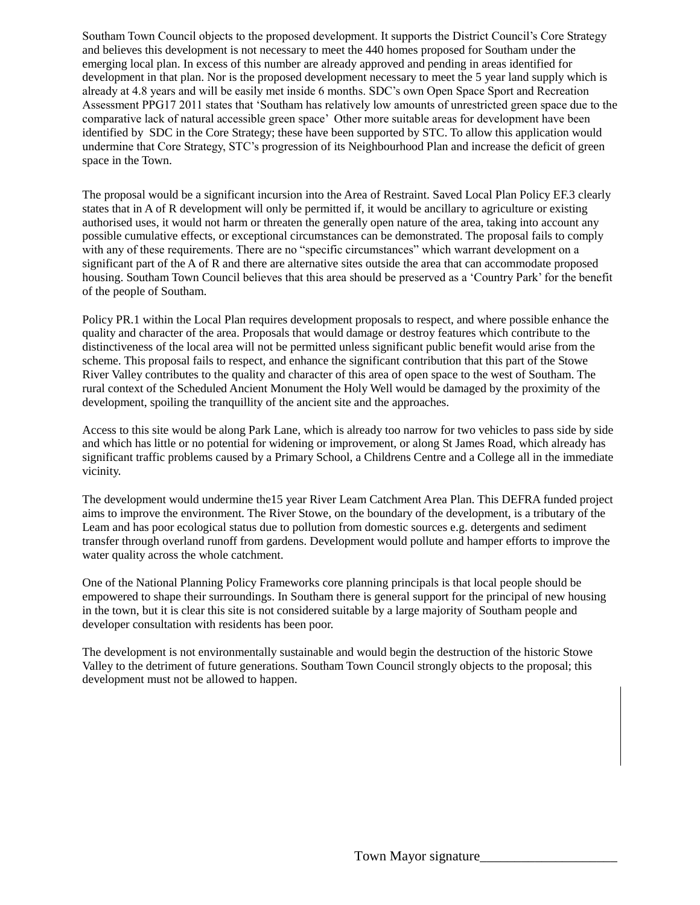Southam Town Council objects to the proposed development. It supports the District Council's Core Strategy and believes this development is not necessary to meet the 440 homes proposed for Southam under the emerging local plan. In excess of this number are already approved and pending in areas identified for development in that plan. Nor is the proposed development necessary to meet the 5 year land supply which is already at 4.8 years and will be easily met inside 6 months. SDC's own Open Space Sport and Recreation Assessment PPG17 2011 states that 'Southam has relatively low amounts of unrestricted green space due to the comparative lack of natural accessible green space' Other more suitable areas for development have been identified by SDC in the Core Strategy; these have been supported by STC. To allow this application would undermine that Core Strategy, STC's progression of its Neighbourhood Plan and increase the deficit of green space in the Town.

The proposal would be a significant incursion into the Area of Restraint. Saved Local Plan Policy EF.3 clearly states that in A of R development will only be permitted if, it would be ancillary to agriculture or existing authorised uses, it would not harm or threaten the generally open nature of the area, taking into account any possible cumulative effects, or exceptional circumstances can be demonstrated. The proposal fails to comply with any of these requirements. There are no "specific circumstances" which warrant development on a significant part of the A of R and there are alternative sites outside the area that can accommodate proposed housing. Southam Town Council believes that this area should be preserved as a 'Country Park' for the benefit of the people of Southam.

Policy PR.1 within the Local Plan requires development proposals to respect, and where possible enhance the quality and character of the area. Proposals that would damage or destroy features which contribute to the distinctiveness of the local area will not be permitted unless significant public benefit would arise from the scheme. This proposal fails to respect, and enhance the significant contribution that this part of the Stowe River Valley contributes to the quality and character of this area of open space to the west of Southam. The rural context of the Scheduled Ancient Monument the Holy Well would be damaged by the proximity of the development, spoiling the tranquillity of the ancient site and the approaches.

Access to this site would be along Park Lane, which is already too narrow for two vehicles to pass side by side and which has little or no potential for widening or improvement, or along St James Road, which already has significant traffic problems caused by a Primary School, a Childrens Centre and a College all in the immediate vicinity.

The development would undermine the15 year River Leam Catchment Area Plan. This DEFRA funded project aims to improve the environment. The River Stowe, on the boundary of the development, is a tributary of the Leam and has poor ecological status due to pollution from domestic sources e.g. detergents and sediment transfer through overland runoff from gardens. Development would pollute and hamper efforts to improve the water quality across the whole catchment.

One of the National Planning Policy Frameworks core planning principals is that local people should be empowered to shape their surroundings. In Southam there is general support for the principal of new housing in the town, but it is clear this site is not considered suitable by a large majority of Southam people and developer consultation with residents has been poor.

The development is not environmentally sustainable and would begin the destruction of the historic Stowe Valley to the detriment of future generations. Southam Town Council strongly objects to the proposal; this development must not be allowed to happen.

Town Mayor signature____________________